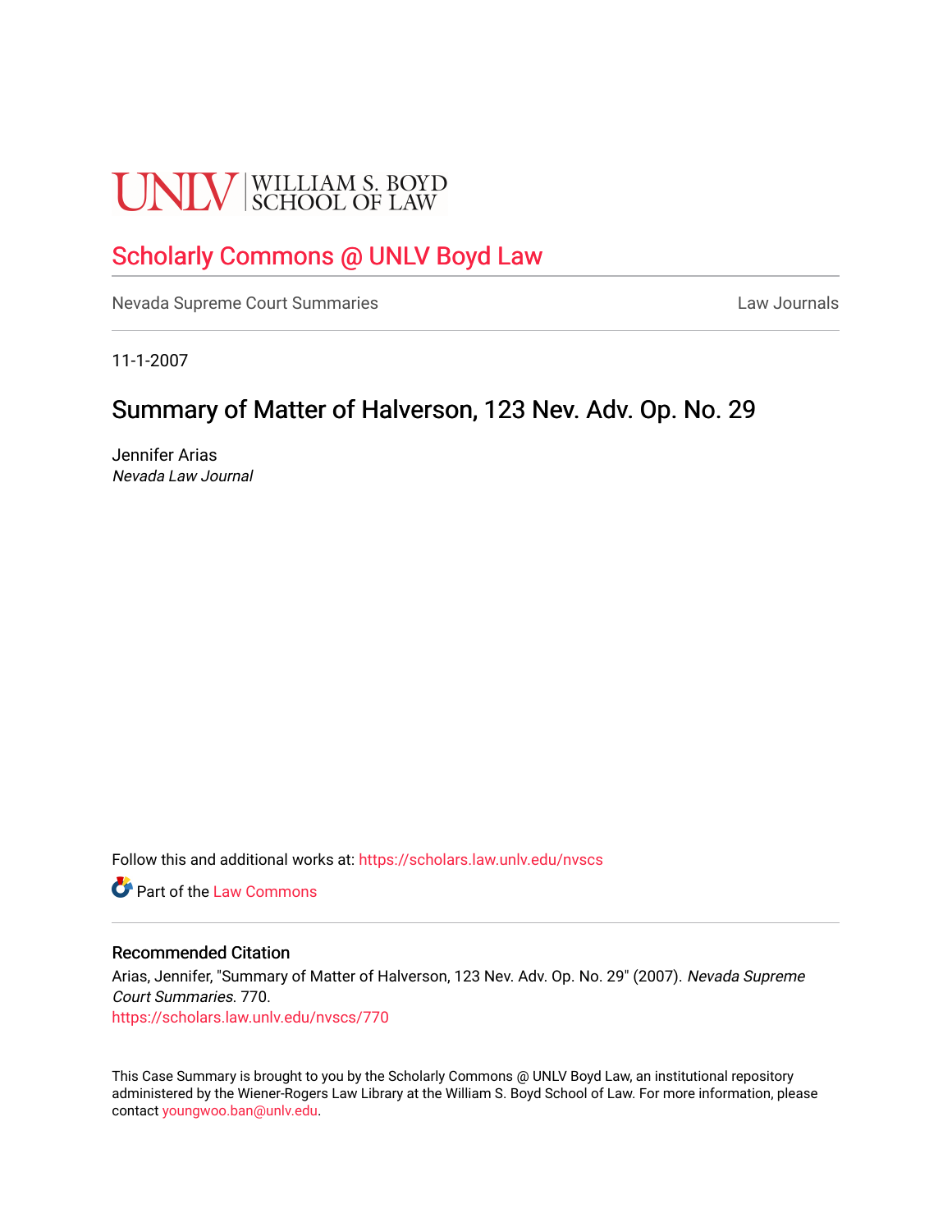UNLV | WILLIAM S. BOYD SCHOOL OF LAW

# Scholarly Commons @ UNLV Boyd Law

Nevada Supreme Court Summaries

Law Journals

11-1-2007

## Summary of Matter of Halverson, 123 Nev. Adv. Op. No. 29

Jennifer Arias
*Nevada Law Journal*

Follow this and additional works at: https://scholars.law.unlv.edu/nvscs

Part of the Law Commons

### Recommended Citation

Arias, Jennifer, "Summary of Matter of Halverson, 123 Nev. Adv. Op. No. 29" (2007). *Nevada Supreme Court Summaries*. 770.
https://scholars.law.unlv.edu/nvscs/770

This Case Summary is brought to you by the Scholarly Commons @ UNLV Boyd Law, an institutional repository administered by the Wiener-Rogers Law Library at the William S. Boyd School of Law. For more information, please contact youngwoo.ban@unlv.edu.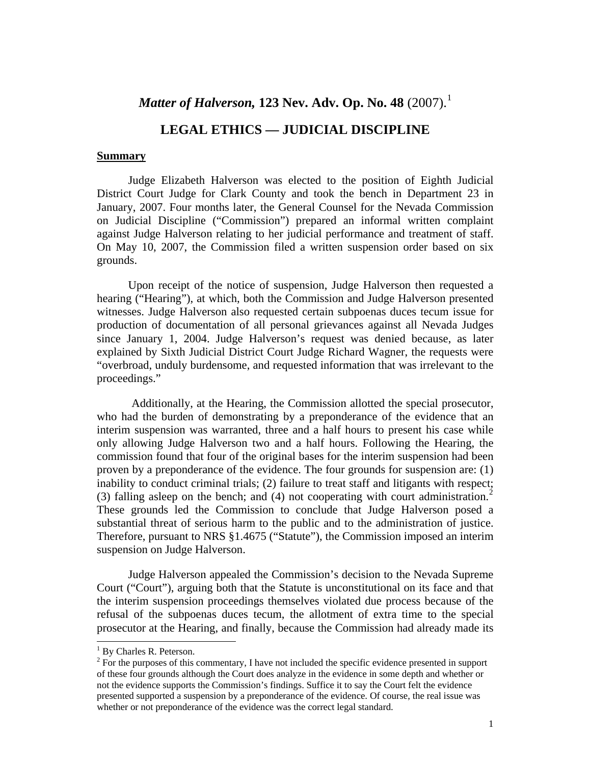# *Matter of Halverson,* **123 Nev. Adv. Op. No. 48** (2007).[1]

## LEGAL ETHICS — JUDICIAL DISCIPLINE

### Summary

Judge Elizabeth Halverson was elected to the position of Eighth Judicial District Court Judge for Clark County and took the bench in Department 23 in January, 2007. Four months later, the General Counsel for the Nevada Commission on Judicial Discipline ("Commission") prepared an informal written complaint against Judge Halverson relating to her judicial performance and treatment of staff. On May 10, 2007, the Commission filed a written suspension order based on six grounds.

Upon receipt of the notice of suspension, Judge Halverson then requested a hearing ("Hearing"), at which, both the Commission and Judge Halverson presented witnesses. Judge Halverson also requested certain subpoenas duces tecum issue for production of documentation of all personal grievances against all Nevada Judges since January 1, 2004. Judge Halverson's request was denied because, as later explained by Sixth Judicial District Court Judge Richard Wagner, the requests were "overbroad, unduly burdensome, and requested information that was irrelevant to the proceedings."

Additionally, at the Hearing, the Commission allotted the special prosecutor, who had the burden of demonstrating by a preponderance of the evidence that an interim suspension was warranted, three and a half hours to present his case while only allowing Judge Halverson two and a half hours. Following the Hearing, the commission found that four of the original bases for the interim suspension had been proven by a preponderance of the evidence. The four grounds for suspension are: (1) inability to conduct criminal trials; (2) failure to treat staff and litigants with respect; (3) falling asleep on the bench; and (4) not cooperating with court administration.[2] These grounds led the Commission to conclude that Judge Halverson posed a substantial threat of serious harm to the public and to the administration of justice. Therefore, pursuant to NRS §1.4675 ("Statute"), the Commission imposed an interim suspension on Judge Halverson.

Judge Halverson appealed the Commission's decision to the Nevada Supreme Court ("Court"), arguing both that the Statute is unconstitutional on its face and that the interim suspension proceedings themselves violated due process because of the refusal of the subpoenas duces tecum, the allotment of extra time to the special prosecutor at the Hearing, and finally, because the Commission had already made its

---

[1] By Charles R. Peterson.

[2] For the purposes of this commentary, I have not included the specific evidence presented in support of these four grounds although the Court does analyze in the evidence in some depth and whether or not the evidence supports the Commission's findings. Suffice it to say the Court felt the evidence presented supported a suspension by a preponderance of the evidence. Of course, the real issue was whether or not preponderance of the evidence was the correct legal standard.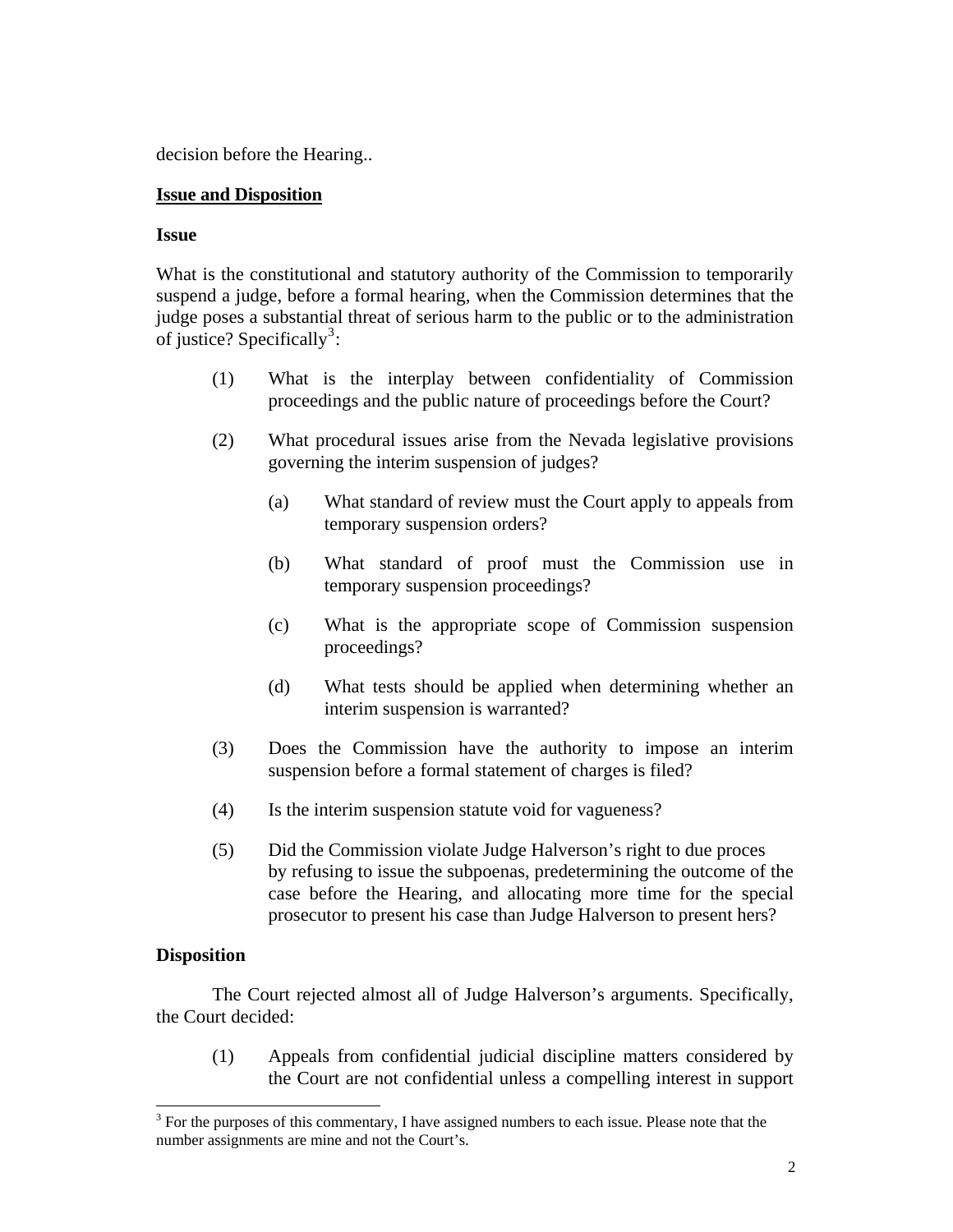decision before the Hearing..

**Issue and Disposition**

**Issue**

What is the constitutional and statutory authority of the Commission to temporarily suspend a judge, before a formal hearing, when the Commission determines that the judge poses a substantial threat of serious harm to the public or to the administration of justice? Specifically[3]:

(1) What is the interplay between confidentiality of Commission proceedings and the public nature of proceedings before the Court?

(2) What procedural issues arise from the Nevada legislative provisions governing the interim suspension of judges?

   (a) What standard of review must the Court apply to appeals from temporary suspension orders?

   (b) What standard of proof must the Commission use in temporary suspension proceedings?

   (c) What is the appropriate scope of Commission suspension proceedings?

   (d) What tests should be applied when determining whether an interim suspension is warranted?

(3) Does the Commission have the authority to impose an interim suspension before a formal statement of charges is filed?

(4) Is the interim suspension statute void for vagueness?

(5) Did the Commission violate Judge Halverson's right to due proces by refusing to issue the subpoenas, predetermining the outcome of the case before the Hearing, and allocating more time for the special prosecutor to present his case than Judge Halverson to present hers?

**Disposition**

The Court rejected almost all of Judge Halverson's arguments. Specifically, the Court decided:

(1) Appeals from confidential judicial discipline matters considered by the Court are not confidential unless a compelling interest in support

[3] For the purposes of this commentary, I have assigned numbers to each issue. Please note that the number assignments are mine and not the Court's.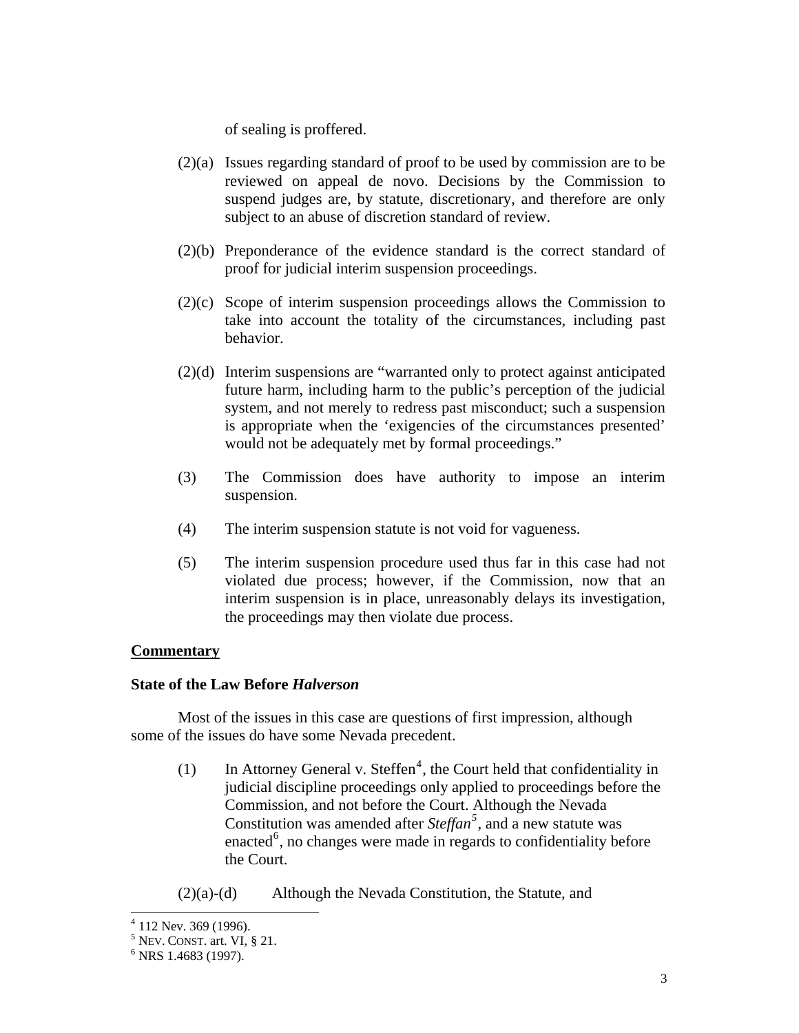of sealing is proffered.

(2)(a) Issues regarding standard of proof to be used by commission are to be reviewed on appeal de novo. Decisions by the Commission to suspend judges are, by statute, discretionary, and therefore are only subject to an abuse of discretion standard of review.

(2)(b) Preponderance of the evidence standard is the correct standard of proof for judicial interim suspension proceedings.

(2)(c) Scope of interim suspension proceedings allows the Commission to take into account the totality of the circumstances, including past behavior.

(2)(d) Interim suspensions are "warranted only to protect against anticipated future harm, including harm to the public's perception of the judicial system, and not merely to redress past misconduct; such a suspension is appropriate when the 'exigencies of the circumstances presented' would not be adequately met by formal proceedings."

(3) The Commission does have authority to impose an interim suspension.

(4) The interim suspension statute is not void for vagueness.

(5) The interim suspension procedure used thus far in this case had not violated due process; however, if the Commission, now that an interim suspension is in place, unreasonably delays its investigation, the proceedings may then violate due process.

**<u>Commentary</u>**

**State of the Law Before *Halverson***

Most of the issues in this case are questions of first impression, although some of the issues do have some Nevada precedent.

(1) In Attorney General v. Steffen[4], the Court held that confidentiality in judicial discipline proceedings only applied to proceedings before the Commission, and not before the Court. Although the Nevada Constitution was amended after *Steffan*[5], and a new statute was enacted[6], no changes were made in regards to confidentiality before the Court.

(2)(a)-(d) Although the Nevada Constitution, the Statute, and

---

[4] 112 Nev. 369 (1996).

[5] NEV. CONST. art. VI, § 21.

[6] NRS 1.4683 (1997).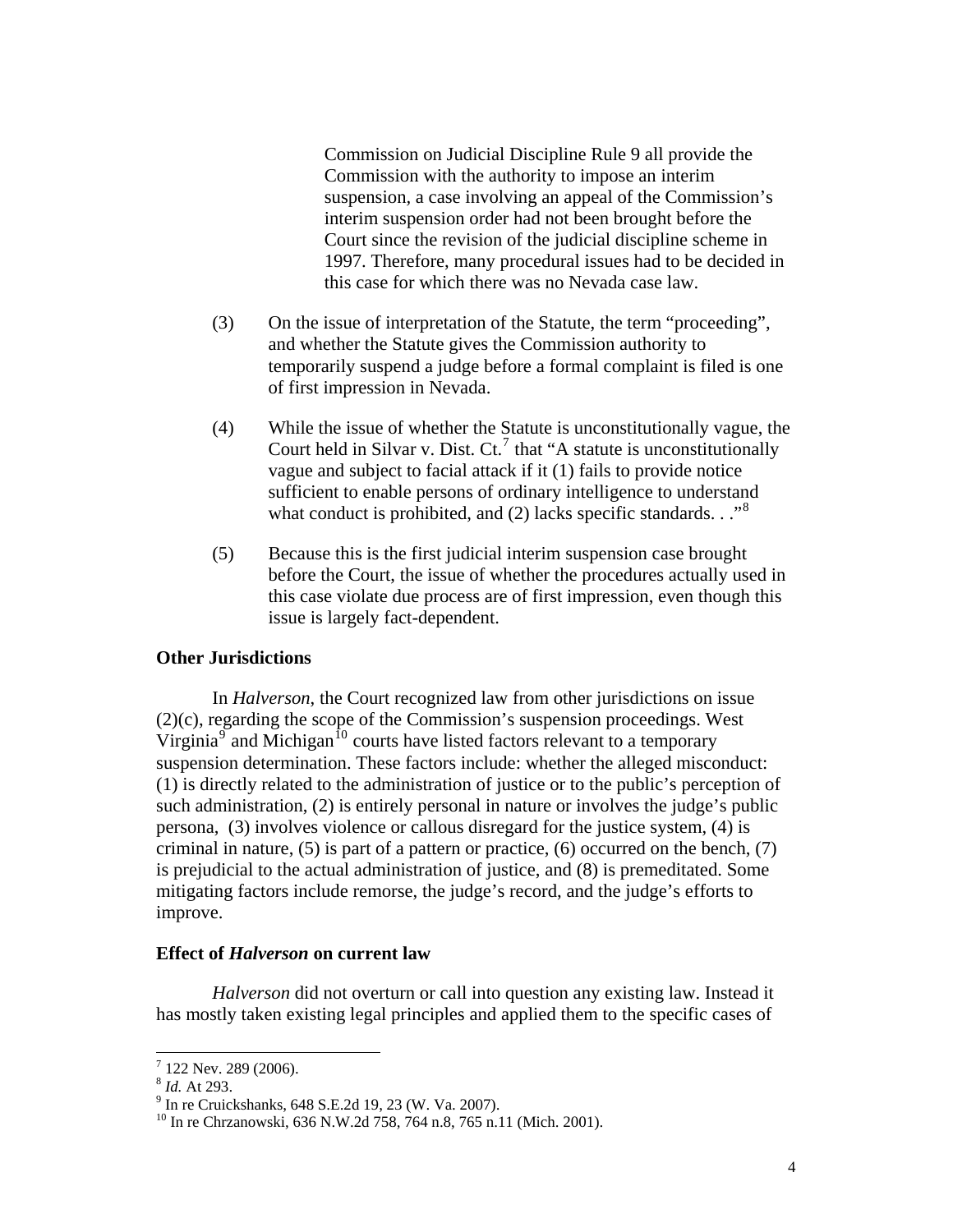Commission on Judicial Discipline Rule 9 all provide the Commission with the authority to impose an interim suspension, a case involving an appeal of the Commission's interim suspension order had not been brought before the Court since the revision of the judicial discipline scheme in 1997. Therefore, many procedural issues had to be decided in this case for which there was no Nevada case law.

(3) On the issue of interpretation of the Statute, the term "proceeding", and whether the Statute gives the Commission authority to temporarily suspend a judge before a formal complaint is filed is one of first impression in Nevada.

(4) While the issue of whether the Statute is unconstitutionally vague, the Court held in Silvar v. Dist. Ct.[7] that "A statute is unconstitutionally vague and subject to facial attack if it (1) fails to provide notice sufficient to enable persons of ordinary intelligence to understand what conduct is prohibited, and (2) lacks specific standards. . ."[8]

(5) Because this is the first judicial interim suspension case brought before the Court, the issue of whether the procedures actually used in this case violate due process are of first impression, even though this issue is largely fact-dependent.

**Other Jurisdictions**

In *Halverson*, the Court recognized law from other jurisdictions on issue (2)(c), regarding the scope of the Commission's suspension proceedings. West Virginia[9] and Michigan[10] courts have listed factors relevant to a temporary suspension determination. These factors include: whether the alleged misconduct: (1) is directly related to the administration of justice or to the public's perception of such administration, (2) is entirely personal in nature or involves the judge's public persona, (3) involves violence or callous disregard for the justice system, (4) is criminal in nature, (5) is part of a pattern or practice, (6) occurred on the bench, (7) is prejudicial to the actual administration of justice, and (8) is premeditated. Some mitigating factors include remorse, the judge's record, and the judge's efforts to improve.

**Effect of *Halverson* on current law**

*Halverson* did not overturn or call into question any existing law. Instead it has mostly taken existing legal principles and applied them to the specific cases of

---

[7] 122 Nev. 289 (2006).

[8] *Id.* At 293.

[9] In re Cruickshanks, 648 S.E.2d 19, 23 (W. Va. 2007).

[10] In re Chrzanowski, 636 N.W.2d 758, 764 n.8, 765 n.11 (Mich. 2001).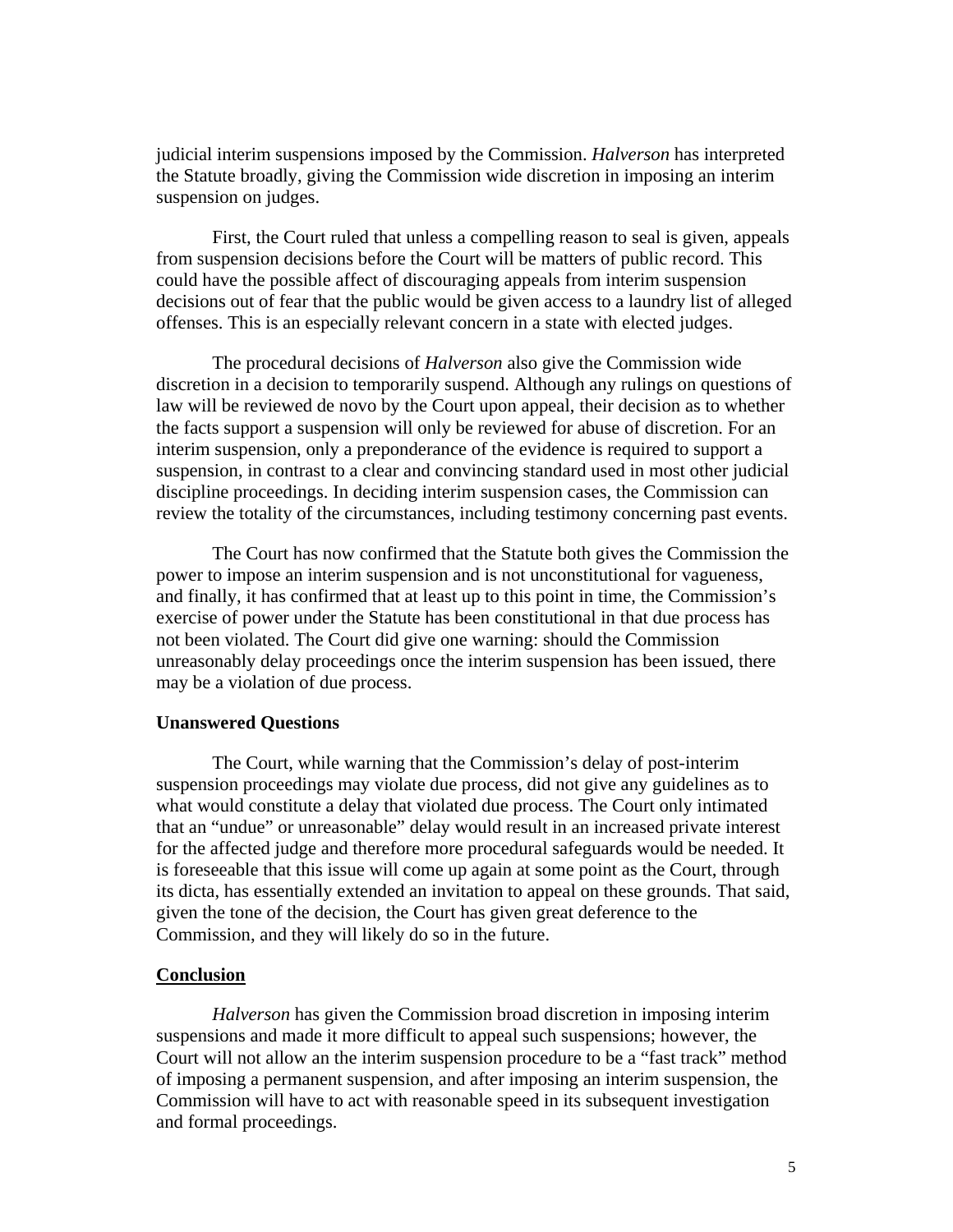judicial interim suspensions imposed by the Commission. *Halverson* has interpreted the Statute broadly, giving the Commission wide discretion in imposing an interim suspension on judges.

First, the Court ruled that unless a compelling reason to seal is given, appeals from suspension decisions before the Court will be matters of public record. This could have the possible affect of discouraging appeals from interim suspension decisions out of fear that the public would be given access to a laundry list of alleged offenses. This is an especially relevant concern in a state with elected judges.

The procedural decisions of *Halverson* also give the Commission wide discretion in a decision to temporarily suspend. Although any rulings on questions of law will be reviewed de novo by the Court upon appeal, their decision as to whether the facts support a suspension will only be reviewed for abuse of discretion. For an interim suspension, only a preponderance of the evidence is required to support a suspension, in contrast to a clear and convincing standard used in most other judicial discipline proceedings. In deciding interim suspension cases, the Commission can review the totality of the circumstances, including testimony concerning past events.

The Court has now confirmed that the Statute both gives the Commission the power to impose an interim suspension and is not unconstitutional for vagueness, and finally, it has confirmed that at least up to this point in time, the Commission's exercise of power under the Statute has been constitutional in that due process has not been violated. The Court did give one warning: should the Commission unreasonably delay proceedings once the interim suspension has been issued, there may be a violation of due process.

**Unanswered Questions**

The Court, while warning that the Commission's delay of post-interim suspension proceedings may violate due process, did not give any guidelines as to what would constitute a delay that violated due process. The Court only intimated that an "undue" or unreasonable" delay would result in an increased private interest for the affected judge and therefore more procedural safeguards would be needed. It is foreseeable that this issue will come up again at some point as the Court, through its dicta, has essentially extended an invitation to appeal on these grounds. That said, given the tone of the decision, the Court has given great deference to the Commission, and they will likely do so in the future.

**Conclusion**

*Halverson* has given the Commission broad discretion in imposing interim suspensions and made it more difficult to appeal such suspensions; however, the Court will not allow an the interim suspension procedure to be a "fast track" method of imposing a permanent suspension, and after imposing an interim suspension, the Commission will have to act with reasonable speed in its subsequent investigation and formal proceedings.